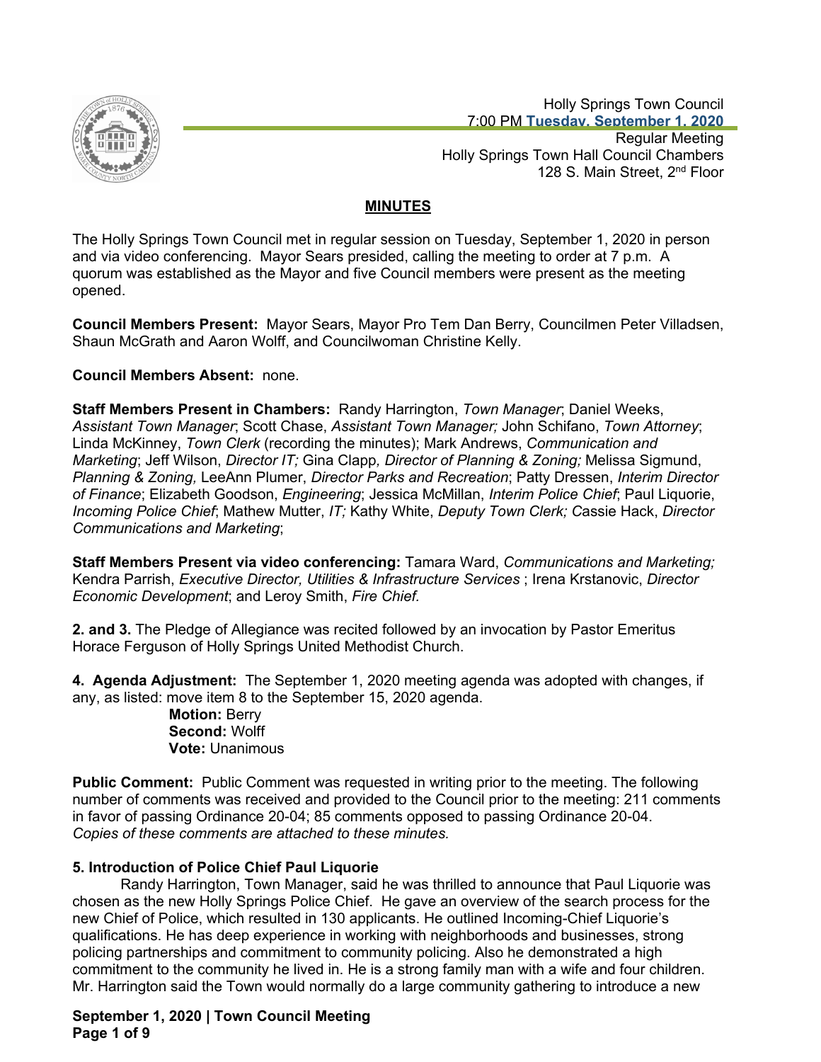Holly Springs Town Council
7:00 PM **Tuesday, September 1, 2020**
Regular Meeting
Holly Springs Town Hall Council Chambers
128 S. Main Street, 2nd Floor

**MINUTES**

The Holly Springs Town Council met in regular session on Tuesday, September 1, 2020 in person and via video conferencing. Mayor Sears presided, calling the meeting to order at 7 p.m. A quorum was established as the Mayor and five Council members were present as the meeting opened.

**Council Members Present:** Mayor Sears, Mayor Pro Tem Dan Berry, Councilmen Peter Villadsen, Shaun McGrath and Aaron Wolff, and Councilwoman Christine Kelly.

**Council Members Absent:** none.

**Staff Members Present in Chambers:** Randy Harrington, *Town Manager*; Daniel Weeks, *Assistant Town Manager*; Scott Chase, *Assistant Town Manager;* John Schifano, *Town Attorney*; Linda McKinney, *Town Clerk* (recording the minutes); Mark Andrews, *Communication and Marketing*; Jeff Wilson, *Director IT;* Gina Clapp*, Director of Planning & Zoning;* Melissa Sigmund, *Planning & Zoning,* LeeAnn Plumer, *Director Parks and Recreation*; Patty Dressen, *Interim Director of Finance*; Elizabeth Goodson, *Engineering*; Jessica McMillan, *Interim Police Chief*; Paul Liquorie, *Incoming Police Chief*; Mathew Mutter, *IT;* Kathy White, *Deputy Town Clerk; C*assie Hack, *Director Communications and Marketing*;

**Staff Members Present via video conferencing:** Tamara Ward, *Communications and Marketing;* Kendra Parrish, *Executive Director, Utilities & Infrastructure Services* ; Irena Krstanovic, *Director Economic Development*; and Leroy Smith, *Fire Chief.*

**2. and 3.** The Pledge of Allegiance was recited followed by an invocation by Pastor Emeritus Horace Ferguson of Holly Springs United Methodist Church.

**4. Agenda Adjustment:** The September 1, 2020 meeting agenda was adopted with changes, if any, as listed: move item 8 to the September 15, 2020 agenda.

**Motion:** Berry
**Second:** Wolff
**Vote:** Unanimous

**Public Comment:** Public Comment was requested in writing prior to the meeting. The following number of comments was received and provided to the Council prior to the meeting: 211 comments in favor of passing Ordinance 20-04; 85 comments opposed to passing Ordinance 20-04. *Copies of these comments are attached to these minutes.*

**5. Introduction of Police Chief Paul Liquorie**

Randy Harrington, Town Manager, said he was thrilled to announce that Paul Liquorie was chosen as the new Holly Springs Police Chief. He gave an overview of the search process for the new Chief of Police, which resulted in 130 applicants. He outlined Incoming-Chief Liquorie's qualifications. He has deep experience in working with neighborhoods and businesses, strong policing partnerships and commitment to community policing. Also he demonstrated a high commitment to the community he lived in. He is a strong family man with a wife and four children. Mr. Harrington said the Town would normally do a large community gathering to introduce a new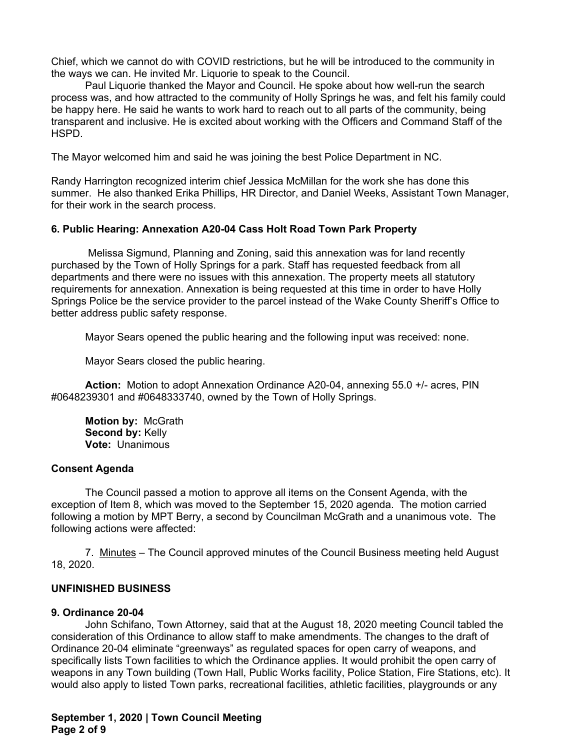Chief, which we cannot do with COVID restrictions, but he will be introduced to the community in the ways we can. He invited Mr. Liquorie to speak to the Council.

Paul Liquorie thanked the Mayor and Council. He spoke about how well-run the search process was, and how attracted to the community of Holly Springs he was, and felt his family could be happy here. He said he wants to work hard to reach out to all parts of the community, being transparent and inclusive. He is excited about working with the Officers and Command Staff of the HSPD.

The Mayor welcomed him and said he was joining the best Police Department in NC.

Randy Harrington recognized interim chief Jessica McMillan for the work she has done this summer. He also thanked Erika Phillips, HR Director, and Daniel Weeks, Assistant Town Manager, for their work in the search process.

**6. Public Hearing: Annexation A20-04 Cass Holt Road Town Park Property**

Melissa Sigmund, Planning and Zoning, said this annexation was for land recently purchased by the Town of Holly Springs for a park. Staff has requested feedback from all departments and there were no issues with this annexation. The property meets all statutory requirements for annexation. Annexation is being requested at this time in order to have Holly Springs Police be the service provider to the parcel instead of the Wake County Sheriff's Office to better address public safety response.

Mayor Sears opened the public hearing and the following input was received: none.

Mayor Sears closed the public hearing.

**Action:** Motion to adopt Annexation Ordinance A20-04, annexing 55.0 +/- acres, PIN #0648239301 and #0648333740, owned by the Town of Holly Springs.

**Motion by:** McGrath
**Second by:** Kelly
**Vote:** Unanimous

**Consent Agenda**

The Council passed a motion to approve all items on the Consent Agenda, with the exception of Item 8, which was moved to the September 15, 2020 agenda. The motion carried following a motion by MPT Berry, a second by Councilman McGrath and a unanimous vote. The following actions were affected:

7. Minutes – The Council approved minutes of the Council Business meeting held August 18, 2020.

**UNFINISHED BUSINESS**

**9. Ordinance 20-04**

John Schifano, Town Attorney, said that at the August 18, 2020 meeting Council tabled the consideration of this Ordinance to allow staff to make amendments. The changes to the draft of Ordinance 20-04 eliminate "greenways" as regulated spaces for open carry of weapons, and specifically lists Town facilities to which the Ordinance applies. It would prohibit the open carry of weapons in any Town building (Town Hall, Public Works facility, Police Station, Fire Stations, etc). It would also apply to listed Town parks, recreational facilities, athletic facilities, playgrounds or any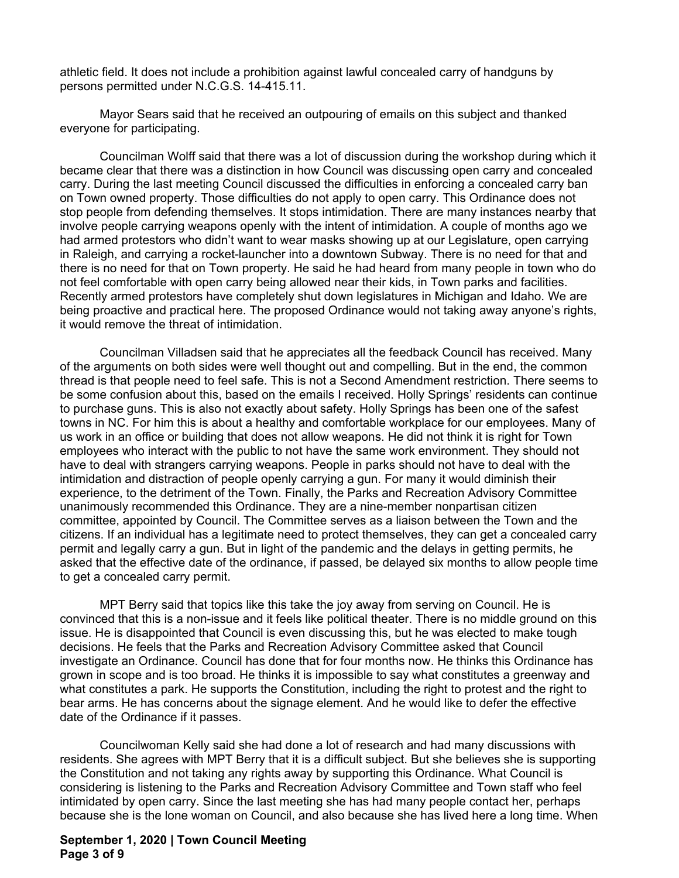athletic field. It does not include a prohibition against lawful concealed carry of handguns by persons permitted under N.C.G.S. 14-415.11.

Mayor Sears said that he received an outpouring of emails on this subject and thanked everyone for participating.

Councilman Wolff said that there was a lot of discussion during the workshop during which it became clear that there was a distinction in how Council was discussing open carry and concealed carry. During the last meeting Council discussed the difficulties in enforcing a concealed carry ban on Town owned property. Those difficulties do not apply to open carry. This Ordinance does not stop people from defending themselves. It stops intimidation. There are many instances nearby that involve people carrying weapons openly with the intent of intimidation. A couple of months ago we had armed protestors who didn't want to wear masks showing up at our Legislature, open carrying in Raleigh, and carrying a rocket-launcher into a downtown Subway. There is no need for that and there is no need for that on Town property. He said he had heard from many people in town who do not feel comfortable with open carry being allowed near their kids, in Town parks and facilities. Recently armed protestors have completely shut down legislatures in Michigan and Idaho. We are being proactive and practical here. The proposed Ordinance would not taking away anyone's rights, it would remove the threat of intimidation.

Councilman Villadsen said that he appreciates all the feedback Council has received. Many of the arguments on both sides were well thought out and compelling. But in the end, the common thread is that people need to feel safe. This is not a Second Amendment restriction. There seems to be some confusion about this, based on the emails I received. Holly Springs' residents can continue to purchase guns. This is also not exactly about safety. Holly Springs has been one of the safest towns in NC. For him this is about a healthy and comfortable workplace for our employees. Many of us work in an office or building that does not allow weapons. He did not think it is right for Town employees who interact with the public to not have the same work environment. They should not have to deal with strangers carrying weapons. People in parks should not have to deal with the intimidation and distraction of people openly carrying a gun. For many it would diminish their experience, to the detriment of the Town. Finally, the Parks and Recreation Advisory Committee unanimously recommended this Ordinance. They are a nine-member nonpartisan citizen committee, appointed by Council. The Committee serves as a liaison between the Town and the citizens. If an individual has a legitimate need to protect themselves, they can get a concealed carry permit and legally carry a gun. But in light of the pandemic and the delays in getting permits, he asked that the effective date of the ordinance, if passed, be delayed six months to allow people time to get a concealed carry permit.

MPT Berry said that topics like this take the joy away from serving on Council. He is convinced that this is a non-issue and it feels like political theater. There is no middle ground on this issue. He is disappointed that Council is even discussing this, but he was elected to make tough decisions. He feels that the Parks and Recreation Advisory Committee asked that Council investigate an Ordinance. Council has done that for four months now. He thinks this Ordinance has grown in scope and is too broad. He thinks it is impossible to say what constitutes a greenway and what constitutes a park. He supports the Constitution, including the right to protest and the right to bear arms. He has concerns about the signage element. And he would like to defer the effective date of the Ordinance if it passes.

Councilwoman Kelly said she had done a lot of research and had many discussions with residents. She agrees with MPT Berry that it is a difficult subject. But she believes she is supporting the Constitution and not taking any rights away by supporting this Ordinance. What Council is considering is listening to the Parks and Recreation Advisory Committee and Town staff who feel intimidated by open carry. Since the last meeting she has had many people contact her, perhaps because she is the lone woman on Council, and also because she has lived here a long time. When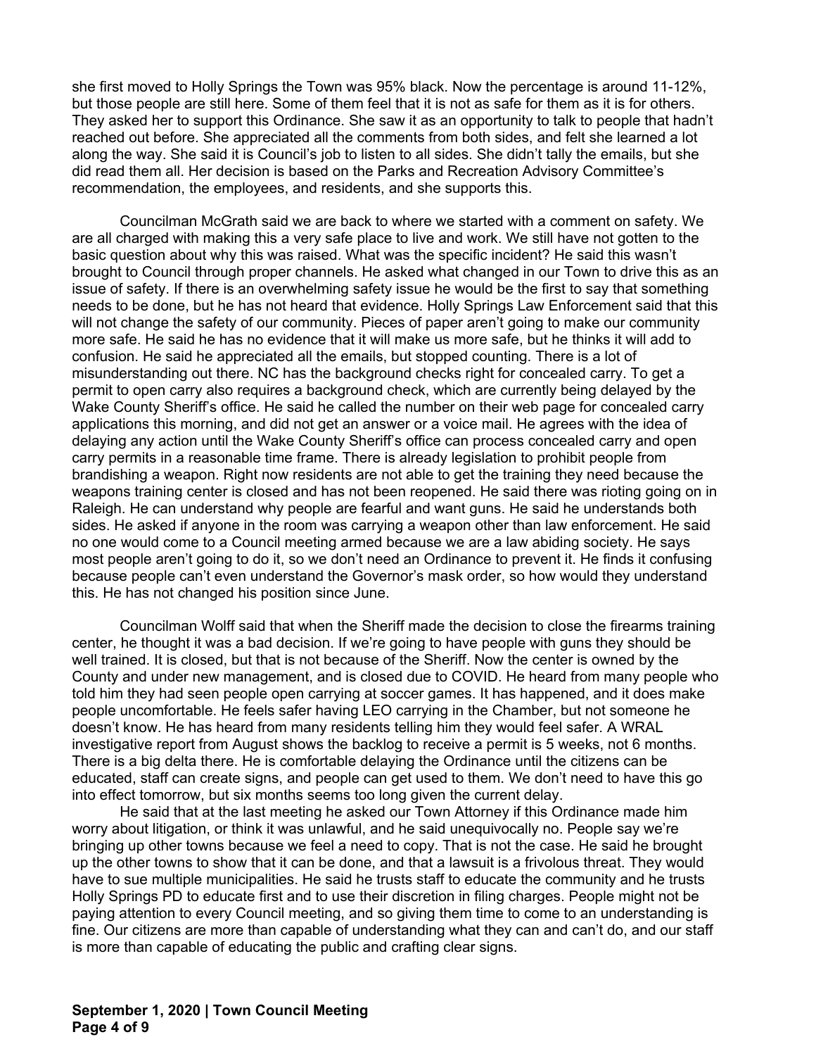she first moved to Holly Springs the Town was 95% black. Now the percentage is around 11-12%, but those people are still here. Some of them feel that it is not as safe for them as it is for others. They asked her to support this Ordinance. She saw it as an opportunity to talk to people that hadn't reached out before. She appreciated all the comments from both sides, and felt she learned a lot along the way. She said it is Council's job to listen to all sides. She didn't tally the emails, but she did read them all. Her decision is based on the Parks and Recreation Advisory Committee's recommendation, the employees, and residents, and she supports this.

Councilman McGrath said we are back to where we started with a comment on safety. We are all charged with making this a very safe place to live and work. We still have not gotten to the basic question about why this was raised. What was the specific incident? He said this wasn't brought to Council through proper channels. He asked what changed in our Town to drive this as an issue of safety. If there is an overwhelming safety issue he would be the first to say that something needs to be done, but he has not heard that evidence. Holly Springs Law Enforcement said that this will not change the safety of our community. Pieces of paper aren't going to make our community more safe. He said he has no evidence that it will make us more safe, but he thinks it will add to confusion. He said he appreciated all the emails, but stopped counting. There is a lot of misunderstanding out there. NC has the background checks right for concealed carry. To get a permit to open carry also requires a background check, which are currently being delayed by the Wake County Sheriff's office. He said he called the number on their web page for concealed carry applications this morning, and did not get an answer or a voice mail. He agrees with the idea of delaying any action until the Wake County Sheriff's office can process concealed carry and open carry permits in a reasonable time frame. There is already legislation to prohibit people from brandishing a weapon. Right now residents are not able to get the training they need because the weapons training center is closed and has not been reopened. He said there was rioting going on in Raleigh. He can understand why people are fearful and want guns. He said he understands both sides. He asked if anyone in the room was carrying a weapon other than law enforcement. He said no one would come to a Council meeting armed because we are a law abiding society. He says most people aren't going to do it, so we don't need an Ordinance to prevent it. He finds it confusing because people can't even understand the Governor's mask order, so how would they understand this. He has not changed his position since June.

Councilman Wolff said that when the Sheriff made the decision to close the firearms training center, he thought it was a bad decision. If we're going to have people with guns they should be well trained. It is closed, but that is not because of the Sheriff. Now the center is owned by the County and under new management, and is closed due to COVID. He heard from many people who told him they had seen people open carrying at soccer games. It has happened, and it does make people uncomfortable. He feels safer having LEO carrying in the Chamber, but not someone he doesn't know. He has heard from many residents telling him they would feel safer. A WRAL investigative report from August shows the backlog to receive a permit is 5 weeks, not 6 months. There is a big delta there. He is comfortable delaying the Ordinance until the citizens can be educated, staff can create signs, and people can get used to them. We don't need to have this go into effect tomorrow, but six months seems too long given the current delay.

He said that at the last meeting he asked our Town Attorney if this Ordinance made him worry about litigation, or think it was unlawful, and he said unequivocally no. People say we're bringing up other towns because we feel a need to copy. That is not the case. He said he brought up the other towns to show that it can be done, and that a lawsuit is a frivolous threat. They would have to sue multiple municipalities. He said he trusts staff to educate the community and he trusts Holly Springs PD to educate first and to use their discretion in filing charges. People might not be paying attention to every Council meeting, and so giving them time to come to an understanding is fine. Our citizens are more than capable of understanding what they can and can't do, and our staff is more than capable of educating the public and crafting clear signs.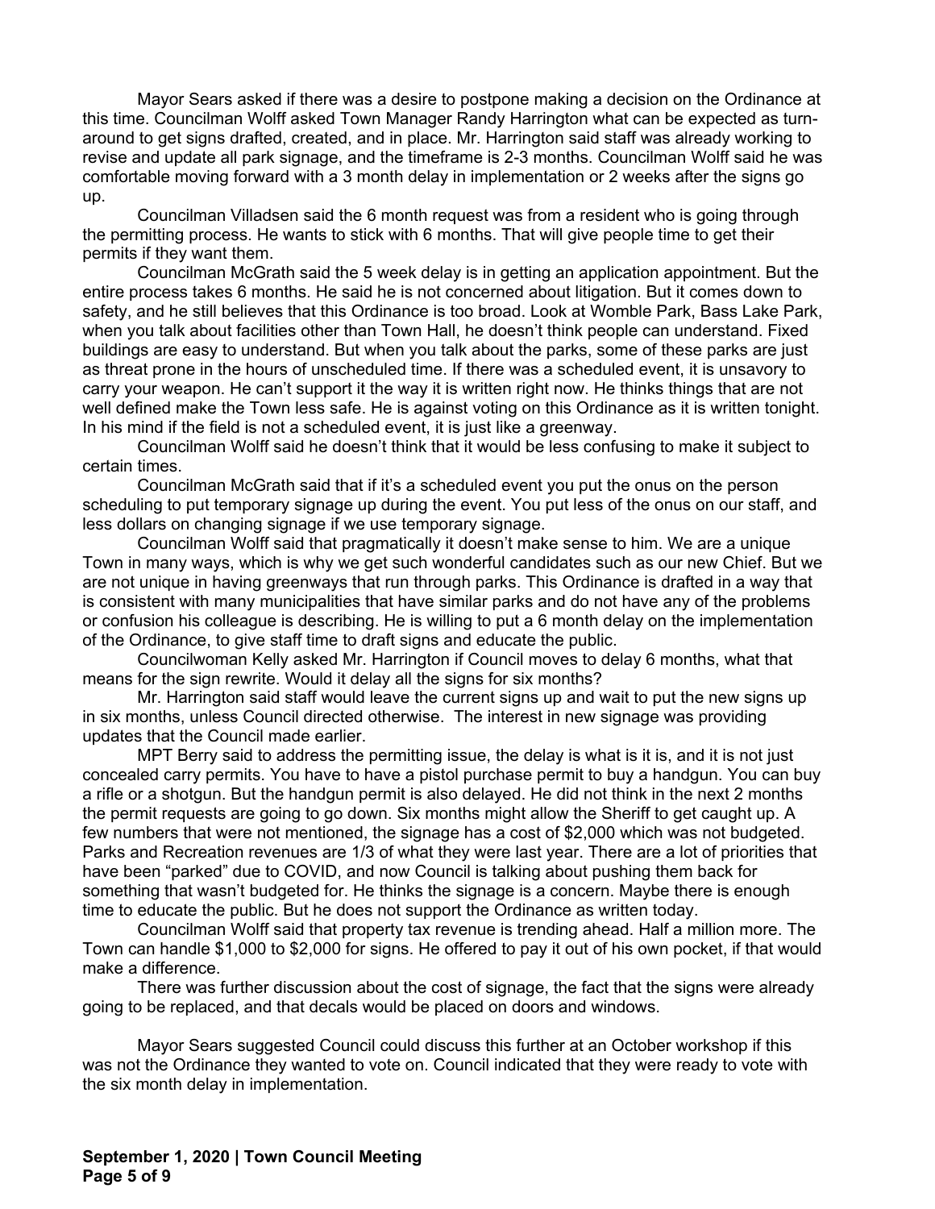Mayor Sears asked if there was a desire to postpone making a decision on the Ordinance at this time. Councilman Wolff asked Town Manager Randy Harrington what can be expected as turn-around to get signs drafted, created, and in place. Mr. Harrington said staff was already working to revise and update all park signage, and the timeframe is 2-3 months. Councilman Wolff said he was comfortable moving forward with a 3 month delay in implementation or 2 weeks after the signs go up.

Councilman Villadsen said the 6 month request was from a resident who is going through the permitting process. He wants to stick with 6 months. That will give people time to get their permits if they want them.

Councilman McGrath said the 5 week delay is in getting an application appointment. But the entire process takes 6 months. He said he is not concerned about litigation. But it comes down to safety, and he still believes that this Ordinance is too broad. Look at Womble Park, Bass Lake Park, when you talk about facilities other than Town Hall, he doesn't think people can understand. Fixed buildings are easy to understand. But when you talk about the parks, some of these parks are just as threat prone in the hours of unscheduled time. If there was a scheduled event, it is unsavory to carry your weapon. He can't support it the way it is written right now. He thinks things that are not well defined make the Town less safe. He is against voting on this Ordinance as it is written tonight. In his mind if the field is not a scheduled event, it is just like a greenway.

Councilman Wolff said he doesn't think that it would be less confusing to make it subject to certain times.

Councilman McGrath said that if it's a scheduled event you put the onus on the person scheduling to put temporary signage up during the event. You put less of the onus on our staff, and less dollars on changing signage if we use temporary signage.

Councilman Wolff said that pragmatically it doesn't make sense to him. We are a unique Town in many ways, which is why we get such wonderful candidates such as our new Chief. But we are not unique in having greenways that run through parks. This Ordinance is drafted in a way that is consistent with many municipalities that have similar parks and do not have any of the problems or confusion his colleague is describing. He is willing to put a 6 month delay on the implementation of the Ordinance, to give staff time to draft signs and educate the public.

Councilwoman Kelly asked Mr. Harrington if Council moves to delay 6 months, what that means for the sign rewrite. Would it delay all the signs for six months?

Mr. Harrington said staff would leave the current signs up and wait to put the new signs up in six months, unless Council directed otherwise. The interest in new signage was providing updates that the Council made earlier.

MPT Berry said to address the permitting issue, the delay is what is it is, and it is not just concealed carry permits. You have to have a pistol purchase permit to buy a handgun. You can buy a rifle or a shotgun. But the handgun permit is also delayed. He did not think in the next 2 months the permit requests are going to go down. Six months might allow the Sheriff to get caught up. A few numbers that were not mentioned, the signage has a cost of $2,000 which was not budgeted. Parks and Recreation revenues are 1/3 of what they were last year. There are a lot of priorities that have been "parked" due to COVID, and now Council is talking about pushing them back for something that wasn't budgeted for. He thinks the signage is a concern. Maybe there is enough time to educate the public. But he does not support the Ordinance as written today.

Councilman Wolff said that property tax revenue is trending ahead. Half a million more. The Town can handle $1,000 to $2,000 for signs. He offered to pay it out of his own pocket, if that would make a difference.

There was further discussion about the cost of signage, the fact that the signs were already going to be replaced, and that decals would be placed on doors and windows.

Mayor Sears suggested Council could discuss this further at an October workshop if this was not the Ordinance they wanted to vote on. Council indicated that they were ready to vote with the six month delay in implementation.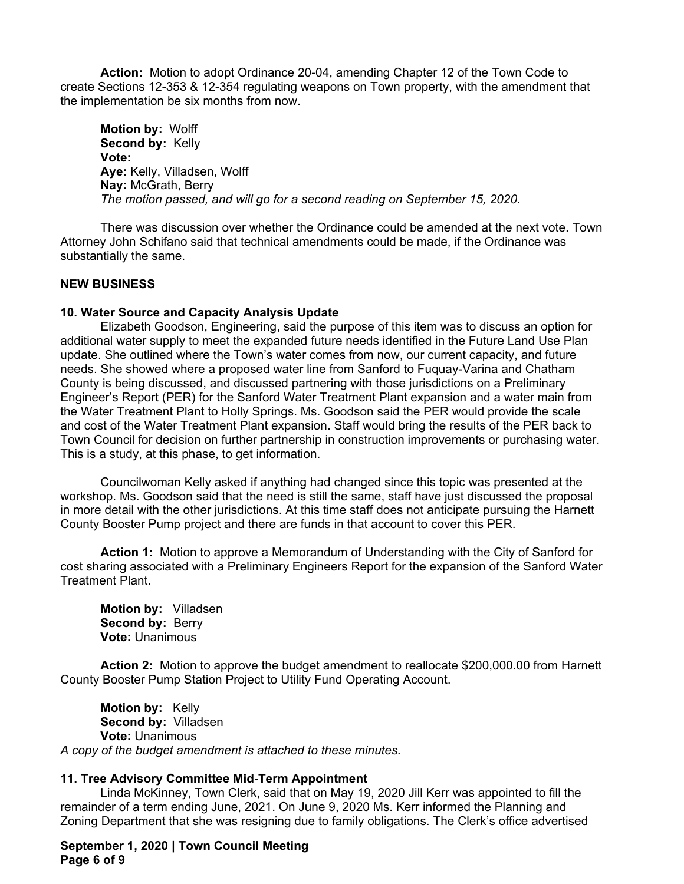**Action:** Motion to adopt Ordinance 20-04, amending Chapter 12 of the Town Code to create Sections 12-353 & 12-354 regulating weapons on Town property, with the amendment that the implementation be six months from now.

**Motion by:** Wolff
**Second by:** Kelly
**Vote:**
**Aye:** Kelly, Villadsen, Wolff
**Nay:** McGrath, Berry
*The motion passed, and will go for a second reading on September 15, 2020.*

There was discussion over whether the Ordinance could be amended at the next vote. Town Attorney John Schifano said that technical amendments could be made, if the Ordinance was substantially the same.

**NEW BUSINESS**

**10. Water Source and Capacity Analysis Update**

Elizabeth Goodson, Engineering, said the purpose of this item was to discuss an option for additional water supply to meet the expanded future needs identified in the Future Land Use Plan update. She outlined where the Town's water comes from now, our current capacity, and future needs. She showed where a proposed water line from Sanford to Fuquay-Varina and Chatham County is being discussed, and discussed partnering with those jurisdictions on a Preliminary Engineer's Report (PER) for the Sanford Water Treatment Plant expansion and a water main from the Water Treatment Plant to Holly Springs. Ms. Goodson said the PER would provide the scale and cost of the Water Treatment Plant expansion. Staff would bring the results of the PER back to Town Council for decision on further partnership in construction improvements or purchasing water. This is a study, at this phase, to get information.

Councilwoman Kelly asked if anything had changed since this topic was presented at the workshop. Ms. Goodson said that the need is still the same, staff have just discussed the proposal in more detail with the other jurisdictions. At this time staff does not anticipate pursuing the Harnett County Booster Pump project and there are funds in that account to cover this PER.

**Action 1:** Motion to approve a Memorandum of Understanding with the City of Sanford for cost sharing associated with a Preliminary Engineers Report for the expansion of the Sanford Water Treatment Plant.

**Motion by:** Villadsen
**Second by:** Berry
**Vote:** Unanimous

**Action 2:** Motion to approve the budget amendment to reallocate $200,000.00 from Harnett County Booster Pump Station Project to Utility Fund Operating Account.

**Motion by:** Kelly
**Second by:** Villadsen
**Vote:** Unanimous
*A copy of the budget amendment is attached to these minutes.*

**11. Tree Advisory Committee Mid-Term Appointment**

Linda McKinney, Town Clerk, said that on May 19, 2020 Jill Kerr was appointed to fill the remainder of a term ending June, 2021. On June 9, 2020 Ms. Kerr informed the Planning and Zoning Department that she was resigning due to family obligations. The Clerk's office advertised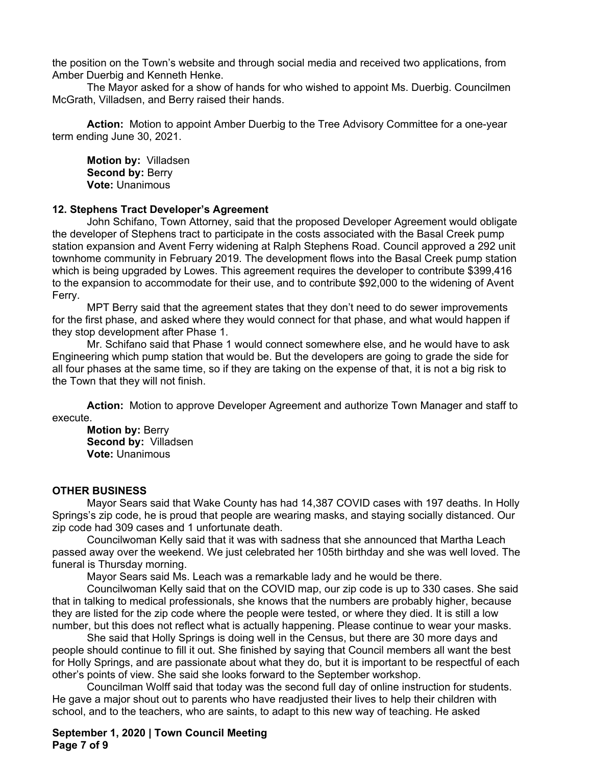the position on the Town's website and through social media and received two applications, from Amber Duerbig and Kenneth Henke.

The Mayor asked for a show of hands for who wished to appoint Ms. Duerbig. Councilmen McGrath, Villadsen, and Berry raised their hands.

**Action:** Motion to appoint Amber Duerbig to the Tree Advisory Committee for a one-year term ending June 30, 2021.

**Motion by:** Villadsen
**Second by:** Berry
**Vote:** Unanimous

**12. Stephens Tract Developer's Agreement**

John Schifano, Town Attorney, said that the proposed Developer Agreement would obligate the developer of Stephens tract to participate in the costs associated with the Basal Creek pump station expansion and Avent Ferry widening at Ralph Stephens Road. Council approved a 292 unit townhome community in February 2019. The development flows into the Basal Creek pump station which is being upgraded by Lowes. This agreement requires the developer to contribute $399,416 to the expansion to accommodate for their use, and to contribute $92,000 to the widening of Avent Ferry.

MPT Berry said that the agreement states that they don't need to do sewer improvements for the first phase, and asked where they would connect for that phase, and what would happen if they stop development after Phase 1.

Mr. Schifano said that Phase 1 would connect somewhere else, and he would have to ask Engineering which pump station that would be. But the developers are going to grade the side for all four phases at the same time, so if they are taking on the expense of that, it is not a big risk to the Town that they will not finish.

**Action:** Motion to approve Developer Agreement and authorize Town Manager and staff to execute.
**Motion by:** Berry
**Second by:** Villadsen
**Vote:** Unanimous

**OTHER BUSINESS**

Mayor Sears said that Wake County has had 14,387 COVID cases with 197 deaths. In Holly Springs's zip code, he is proud that people are wearing masks, and staying socially distanced. Our zip code had 309 cases and 1 unfortunate death.

Councilwoman Kelly said that it was with sadness that she announced that Martha Leach passed away over the weekend. We just celebrated her 105th birthday and she was well loved. The funeral is Thursday morning.

Mayor Sears said Ms. Leach was a remarkable lady and he would be there.

Councilwoman Kelly said that on the COVID map, our zip code is up to 330 cases. She said that in talking to medical professionals, she knows that the numbers are probably higher, because they are listed for the zip code where the people were tested, or where they died. It is still a low number, but this does not reflect what is actually happening. Please continue to wear your masks.

She said that Holly Springs is doing well in the Census, but there are 30 more days and people should continue to fill it out. She finished by saying that Council members all want the best for Holly Springs, and are passionate about what they do, but it is important to be respectful of each other's points of view. She said she looks forward to the September workshop.

Councilman Wolff said that today was the second full day of online instruction for students. He gave a major shout out to parents who have readjusted their lives to help their children with school, and to the teachers, who are saints, to adapt to this new way of teaching. He asked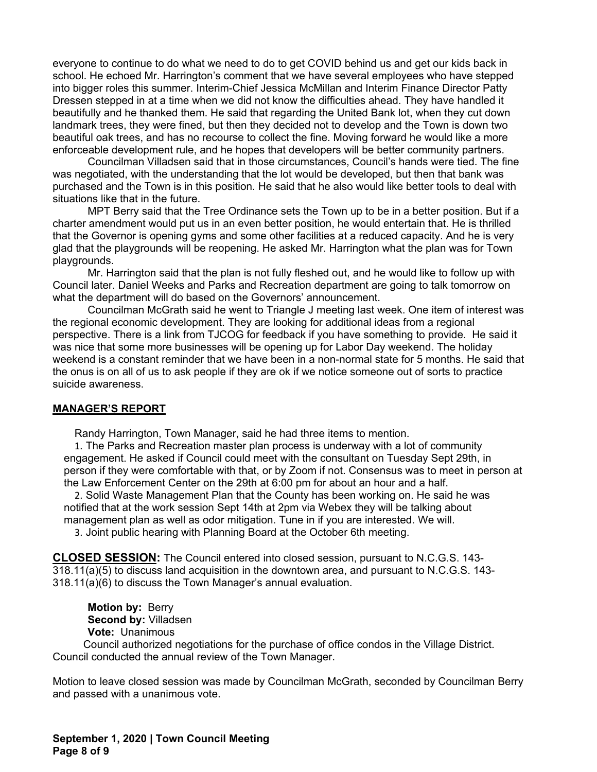everyone to continue to do what we need to do to get COVID behind us and get our kids back in school. He echoed Mr. Harrington's comment that we have several employees who have stepped into bigger roles this summer. Interim-Chief Jessica McMillan and Interim Finance Director Patty Dressen stepped in at a time when we did not know the difficulties ahead. They have handled it beautifully and he thanked them. He said that regarding the United Bank lot, when they cut down landmark trees, they were fined, but then they decided not to develop and the Town is down two beautiful oak trees, and has no recourse to collect the fine. Moving forward he would like a more enforceable development rule, and he hopes that developers will be better community partners.

Councilman Villadsen said that in those circumstances, Council's hands were tied. The fine was negotiated, with the understanding that the lot would be developed, but then that bank was purchased and the Town is in this position. He said that he also would like better tools to deal with situations like that in the future.

MPT Berry said that the Tree Ordinance sets the Town up to be in a better position. But if a charter amendment would put us in an even better position, he would entertain that. He is thrilled that the Governor is opening gyms and some other facilities at a reduced capacity. And he is very glad that the playgrounds will be reopening. He asked Mr. Harrington what the plan was for Town playgrounds.

Mr. Harrington said that the plan is not fully fleshed out, and he would like to follow up with Council later. Daniel Weeks and Parks and Recreation department are going to talk tomorrow on what the department will do based on the Governors' announcement.

Councilman McGrath said he went to Triangle J meeting last week. One item of interest was the regional economic development. They are looking for additional ideas from a regional perspective. There is a link from TJCOG for feedback if you have something to provide. He said it was nice that some more businesses will be opening up for Labor Day weekend. The holiday weekend is a constant reminder that we have been in a non-normal state for 5 months. He said that the onus is on all of us to ask people if they are ok if we notice someone out of sorts to practice suicide awareness.

## MANAGER'S REPORT

Randy Harrington, Town Manager, said he had three items to mention.

1. The Parks and Recreation master plan process is underway with a lot of community engagement. He asked if Council could meet with the consultant on Tuesday Sept 29th, in person if they were comfortable with that, or by Zoom if not. Consensus was to meet in person at the Law Enforcement Center on the 29th at 6:00 pm for about an hour and a half.
2. Solid Waste Management Plan that the County has been working on. He said he was notified that at the work session Sept 14th at 2pm via Webex they will be talking about management plan as well as odor mitigation. Tune in if you are interested. We will.
3. Joint public hearing with Planning Board at the October 6th meeting.

**CLOSED SESSION:** The Council entered into closed session, pursuant to N.C.G.S. 143-318.11(a)(5) to discuss land acquisition in the downtown area, and pursuant to N.C.G.S. 143-318.11(a)(6) to discuss the Town Manager's annual evaluation.

**Motion by:** Berry
**Second by:** Villadsen
**Vote:** Unanimous

Council authorized negotiations for the purchase of office condos in the Village District. Council conducted the annual review of the Town Manager.

Motion to leave closed session was made by Councilman McGrath, seconded by Councilman Berry and passed with a unanimous vote.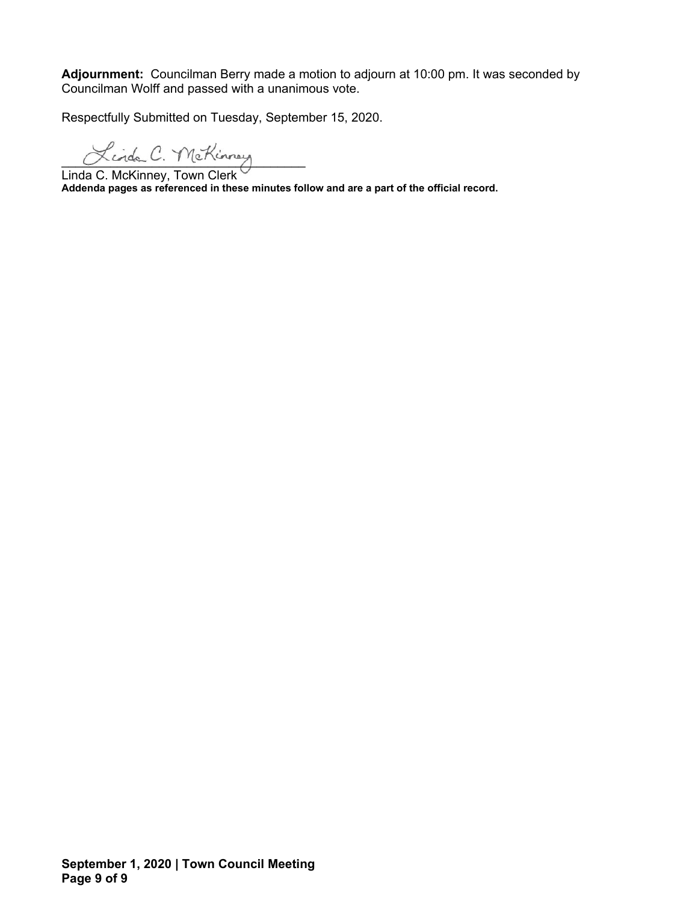**Adjournment:** Councilman Berry made a motion to adjourn at 10:00 pm. It was seconded by Councilman Wolff and passed with a unanimous vote.

Respectfully Submitted on Tuesday, September 15, 2020.

Linda C. McKinney

Linda C. McKinney, Town Clerk

**Addenda pages as referenced in these minutes follow and are a part of the official record.**